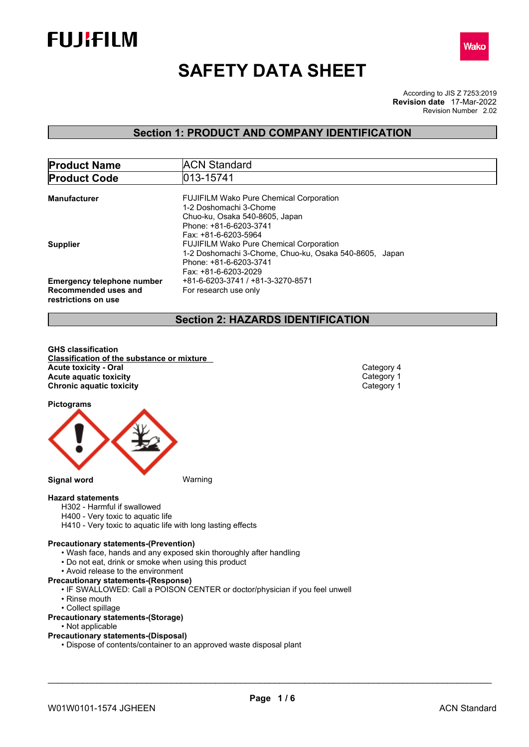FUJIFILM

Wako

# SAFETY DATA SHEET

According to JIS Z 7253:2019
**Revision date** 17-Mar-2022
Revision Number 2.02

## Section 1: PRODUCT AND COMPANY IDENTIFICATION

| **Product Name** | ACN Standard |
|---|---|
| **Product Code** | 013-15741 |

**Manufacturer**
FUJIFILM Wako Pure Chemical Corporation
1-2 Doshomachi 3-Chome
Chuo-ku, Osaka 540-8605, Japan
Phone: +81-6-6203-3741
Fax: +81-6-6203-5964

**Supplier**
FUJIFILM Wako Pure Chemical Corporation
1-2 Doshomachi 3-Chome, Chuo-ku, Osaka 540-8605, Japan
Phone: +81-6-6203-3741
Fax: +81-6-6203-2029

**Emergency telephone number** +81-6-6203-3741 / +81-3-3270-8571

**Recommended uses and restrictions on use** For research use only

## Section 2: HAZARDS IDENTIFICATION

**GHS classification**

**Classification of the substance or mixture**

| | |
|---|---|
| **Acute toxicity - Oral** | Category 4 |
| **Acute aquatic toxicity** | Category 1 |
| **Chronic aquatic toxicity** | Category 1 |

**Pictograms**

**Signal word** Warning

**Hazard statements**

H302 - Harmful if swallowed
H400 - Very toxic to aquatic life
H410 - Very toxic to aquatic life with long lasting effects

**Precautionary statements-(Prevention)**

- Wash face, hands and any exposed skin thoroughly after handling
- Do not eat, drink or smoke when using this product
- Avoid release to the environment

**Precautionary statements-(Response)**

- IF SWALLOWED: Call a POISON CENTER or doctor/physician if you feel unwell
- Rinse mouth
- Collect spillage

**Precautionary statements-(Storage)**

- Not applicable

**Precautionary statements-(Disposal)**

- Dispose of contents/container to an approved waste disposal plant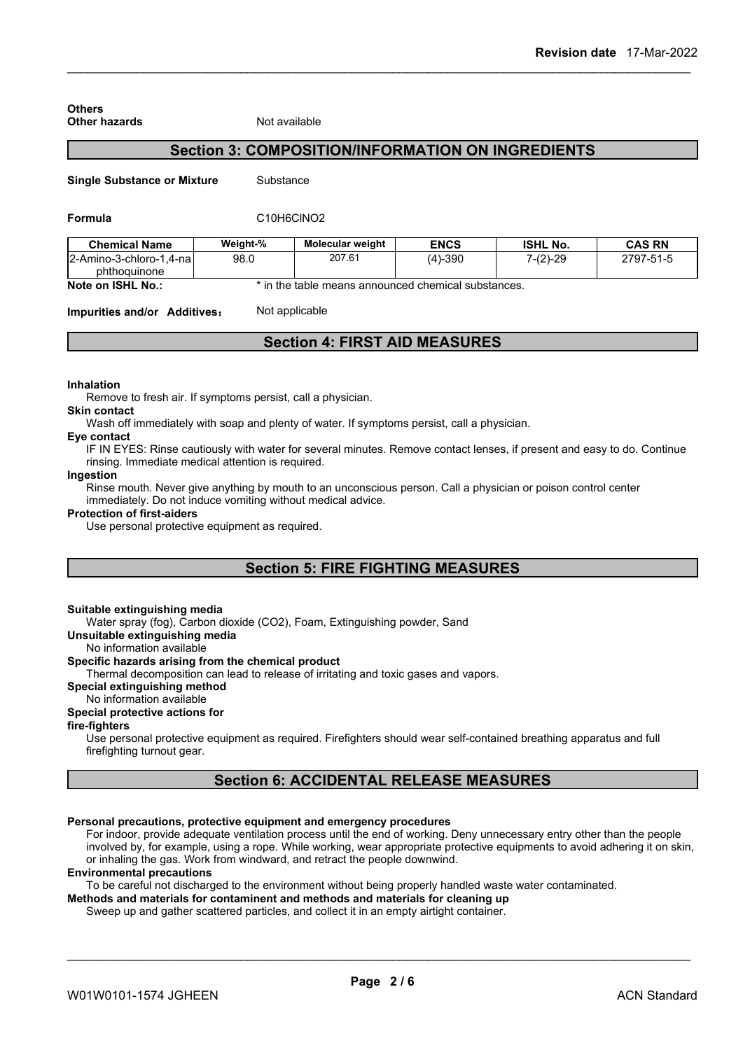**Others**

**Other hazards** Not available

## Section 3: COMPOSITION/INFORMATION ON INGREDIENTS

**Single Substance or Mixture** Substance

**Formula** C10H6ClNO2

| Chemical Name | Weight-% | Molecular weight | ENCS | ISHL No. | CAS RN |
|---|---|---|---|---|---|
| 2-Amino-3-chloro-1,4-naphthoquinone | 98.0 | 207.61 | (4)-390 | 7-(2)-29 | 2797-51-5 |

**Note on ISHL No.:** * in the table means announced chemical substances.

**Impurities and/or Additives**： Not applicable

## Section 4: FIRST AID MEASURES

**Inhalation**

Remove to fresh air. If symptoms persist, call a physician.

**Skin contact**

Wash off immediately with soap and plenty of water. If symptoms persist, call a physician.

**Eye contact**

IF IN EYES: Rinse cautiously with water for several minutes. Remove contact lenses, if present and easy to do. Continue rinsing. Immediate medical attention is required.

**Ingestion**

Rinse mouth. Never give anything by mouth to an unconscious person. Call a physician or poison control center immediately. Do not induce vomiting without medical advice.

**Protection of first-aiders**

Use personal protective equipment as required.

## Section 5: FIRE FIGHTING MEASURES

**Suitable extinguishing media**

Water spray (fog), Carbon dioxide (CO2), Foam, Extinguishing powder, Sand

**Unsuitable extinguishing media**

No information available

**Specific hazards arising from the chemical product**

Thermal decomposition can lead to release of irritating and toxic gases and vapors.

**Special extinguishing method**

No information available

**Special protective actions for fire-fighters**

Use personal protective equipment as required. Firefighters should wear self-contained breathing apparatus and full firefighting turnout gear.

## Section 6: ACCIDENTAL RELEASE MEASURES

**Personal precautions, protective equipment and emergency procedures**

For indoor, provide adequate ventilation process until the end of working. Deny unnecessary entry other than the people involved by, for example, using a rope. While working, wear appropriate protective equipments to avoid adhering it on skin, or inhaling the gas. Work from windward, and retract the people downwind.

**Environmental precautions**

To be careful not discharged to the environment without being properly handled waste water contaminated.

**Methods and materials for contaminent and methods and materials for cleaning up**

Sweep up and gather scattered particles, and collect it in an empty airtight container.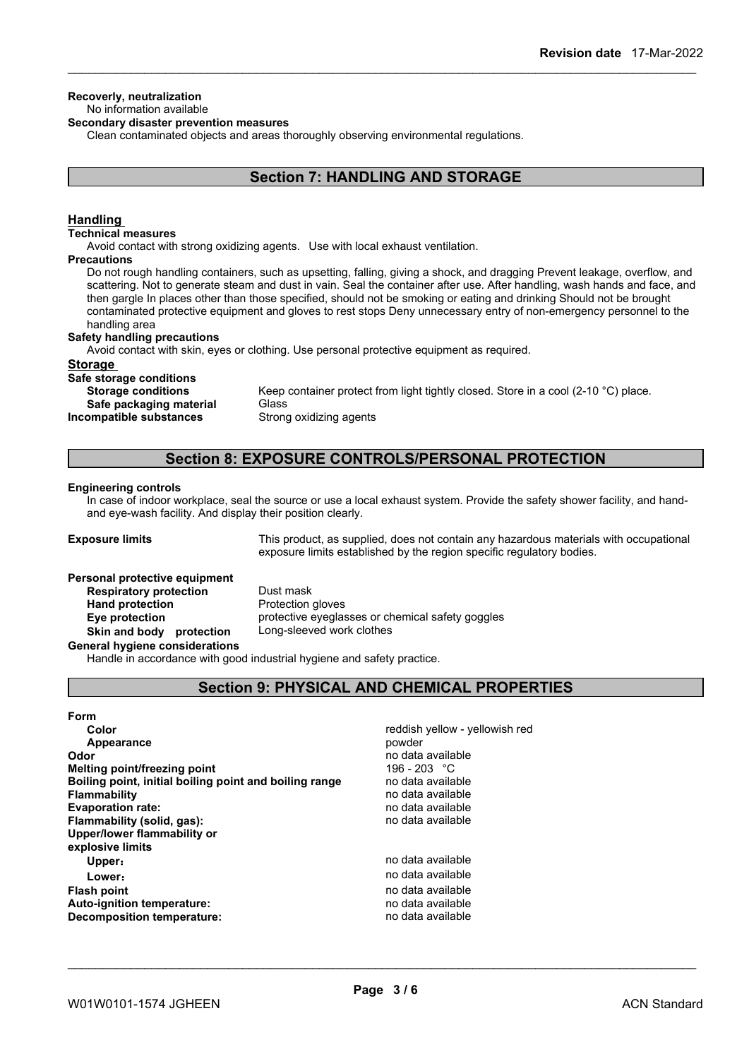**Recoverly, neutralization**

No information available

**Secondary disaster prevention measures**

Clean contaminated objects and areas thoroughly observing environmental regulations.

## Section 7: HANDLING AND STORAGE

### Handling

**Technical measures**

Avoid contact with strong oxidizing agents. Use with local exhaust ventilation.

**Precautions**

Do not rough handling containers, such as upsetting, falling, giving a shock, and dragging Prevent leakage, overflow, and scattering. Not to generate steam and dust in vain. Seal the container after use. After handling, wash hands and face, and then gargle In places other than those specified, should not be smoking or eating and drinking Should not be brought contaminated protective equipment and gloves to rest stops Deny unnecessary entry of non-emergency personnel to the handling area

**Safety handling precautions**

Avoid contact with skin, eyes or clothing. Use personal protective equipment as required.

### Storage

**Safe storage conditions**

| | |
|---|---|
| **Storage conditions** | Keep container protect from light tightly closed. Store in a cool (2-10 °C) place. |
| **Safe packaging material** | Glass |
| **Incompatible substances** | Strong oxidizing agents |

## Section 8: EXPOSURE CONTROLS/PERSONAL PROTECTION

**Engineering controls**

In case of indoor workplace, seal the source or use a local exhaust system. Provide the safety shower facility, and hand- and eye-wash facility. And display their position clearly.

**Exposure limits** This product, as supplied, does not contain any hazardous materials with occupational exposure limits established by the region specific regulatory bodies.

**Personal protective equipment**

| | |
|---|---|
| **Respiratory protection** | Dust mask |
| **Hand protection** | Protection gloves |
| **Eye protection** | protective eyeglasses or chemical safety goggles |
| **Skin and body protection** | Long-sleeved work clothes |

**General hygiene considerations**

Handle in accordance with good industrial hygiene and safety practice.

## Section 9: PHYSICAL AND CHEMICAL PROPERTIES

| | |
|---|---|
| **Form** | |
| **Color** | reddish yellow - yellowish red |
| **Appearance** | powder |
| **Odor** | no data available |
| **Melting point/freezing point** | 196 - 203 °C |
| **Boiling point, initial boiling point and boiling range** | no data available |
| **Flammability** | no data available |
| **Evaporation rate:** | no data available |
| **Flammability (solid, gas):** | no data available |
| **Upper/lower flammability or explosive limits** | |
| **Upper：** | no data available |
| **Lower：** | no data available |
| **Flash point** | no data available |
| **Auto-ignition temperature:** | no data available |
| **Decomposition temperature:** | no data available |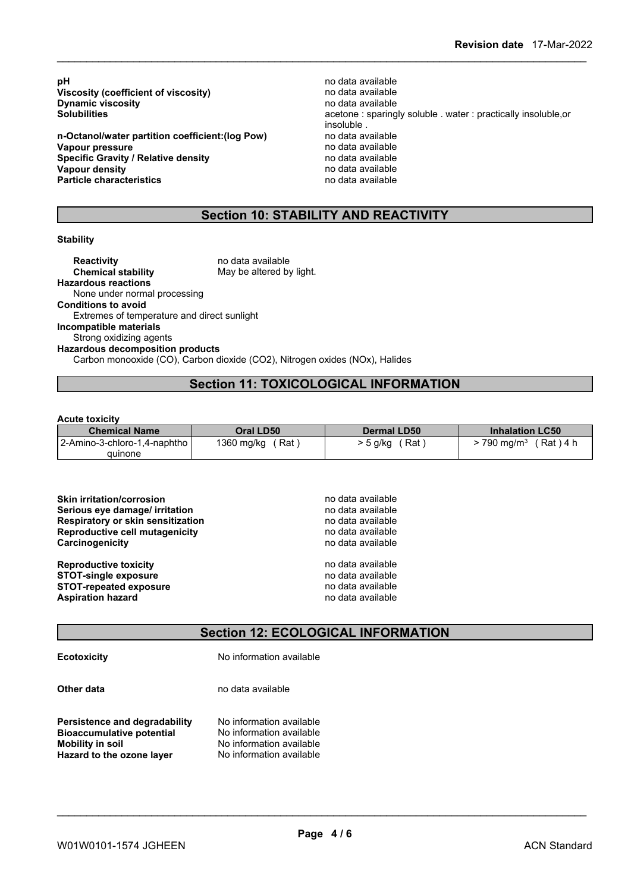| | |
|---|---|
| **pH** | no data available |
| **Viscosity (coefficient of viscosity)** | no data available |
| **Dynamic viscosity** | no data available |
| **Solubilities** | acetone : sparingly soluble . water : practically insoluble,or insoluble . |
| **n-Octanol/water partition coefficient:(log Pow)** | no data available |
| **Vapour pressure** | no data available |
| **Specific Gravity / Relative density** | no data available |
| **Vapour density** | no data available |
| **Particle characteristics** | no data available |

## Section 10: STABILITY AND REACTIVITY

**Stability**

**Reactivity** no data available
**Chemical stability** May be altered by light.

**Hazardous reactions**
None under normal processing

**Conditions to avoid**
Extremes of temperature and direct sunlight

**Incompatible materials**
Strong oxidizing agents

**Hazardous decomposition products**
Carbon monooxide (CO), Carbon dioxide (CO2), Nitrogen oxides (NOx), Halides

## Section 11: TOXICOLOGICAL INFORMATION

**Acute toxicity**

| Chemical Name | Oral LD50 | Dermal LD50 | Inhalation LC50 |
|---|---|---|---|
| 2-Amino-3-chloro-1,4-naphthoquinone | 1360 mg/kg ( Rat ) | > 5 g/kg ( Rat ) | > 790 mg/m$^3$ ( Rat ) 4 h |

| | |
|---|---|
| **Skin irritation/corrosion** | no data available |
| **Serious eye damage/ irritation** | no data available |
| **Respiratory or skin sensitization** | no data available |
| **Reproductive cell mutagenicity** | no data available |
| **Carcinogenicity** | no data available |
| **Reproductive toxicity** | no data available |
| **STOT-single exposure** | no data available |
| **STOT-repeated exposure** | no data available |
| **Aspiration hazard** | no data available |

## Section 12: ECOLOGICAL INFORMATION

| | |
|---|---|
| **Ecotoxicity** | No information available |
| **Other data** | no data available |
| **Persistence and degradability** | No information available |
| **Bioaccumulative potential** | No information available |
| **Mobility in soil** | No information available |
| **Hazard to the ozone layer** | No information available |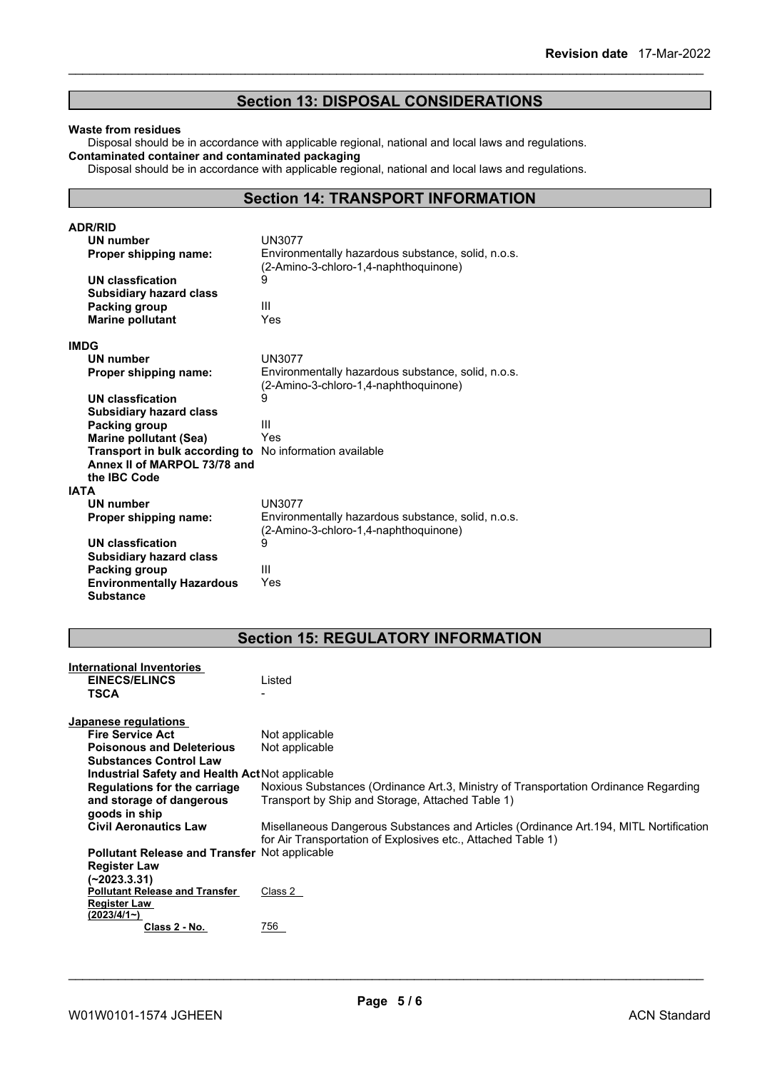## Section 13: DISPOSAL CONSIDERATIONS

**Waste from residues**

Disposal should be in accordance with applicable regional, national and local laws and regulations.

**Contaminated container and contaminated packaging**

Disposal should be in accordance with applicable regional, national and local laws and regulations.

## Section 14: TRANSPORT INFORMATION

**ADR/RID**

| | |
|---|---|
| **UN number** | UN3077 |
| **Proper shipping name:** | Environmentally hazardous substance, solid, n.o.s. (2-Amino-3-chloro-1,4-naphthoquinone) |
| **UN classfication** | 9 |
| **Subsidiary hazard class** | |
| **Packing group** | III |
| **Marine pollutant** | Yes |

**IMDG**

| | |
|---|---|
| **UN number** | UN3077 |
| **Proper shipping name:** | Environmentally hazardous substance, solid, n.o.s. (2-Amino-3-chloro-1,4-naphthoquinone) |
| **UN classfication** | 9 |
| **Subsidiary hazard class** | |
| **Packing group** | III |
| **Marine pollutant (Sea)** | Yes |
| **Transport in bulk according to Annex II of MARPOL 73/78 and the IBC Code** | No information available |

**IATA**

| | |
|---|---|
| **UN number** | UN3077 |
| **Proper shipping name:** | Environmentally hazardous substance, solid, n.o.s. (2-Amino-3-chloro-1,4-naphthoquinone) |
| **UN classfication** | 9 |
| **Subsidiary hazard class** | |
| **Packing group** | III |
| **Environmentally Hazardous Substance** | Yes |

## Section 15: REGULATORY INFORMATION

**International Inventories**

| | |
|---|---|
| **EINECS/ELINCS** | Listed |
| **TSCA** | - |

**Japanese regulations**

| | |
|---|---|
| **Fire Service Act** | Not applicable |
| **Poisonous and Deleterious Substances Control Law** | Not applicable |
| **Industrial Safety and Health Act** | Not applicable |
| **Regulations for the carriage and storage of dangerous goods in ship** | Noxious Substances (Ordinance Art.3, Ministry of Transportation Ordinance Regarding Transport by Ship and Storage, Attached Table 1) |
| **Civil Aeronautics Law** | Misellaneous Dangerous Substances and Articles (Ordinance Art.194, MITL Nortification for Air Transportation of Explosives etc., Attached Table 1) |
| **Pollutant Release and Transfer Register Law (~2023.3.31)** | Not applicable |
| **Pollutant Release and Transfer Register Law (2023/4/1~)** | Class 2 |
| **Class 2 - No.** | 756 |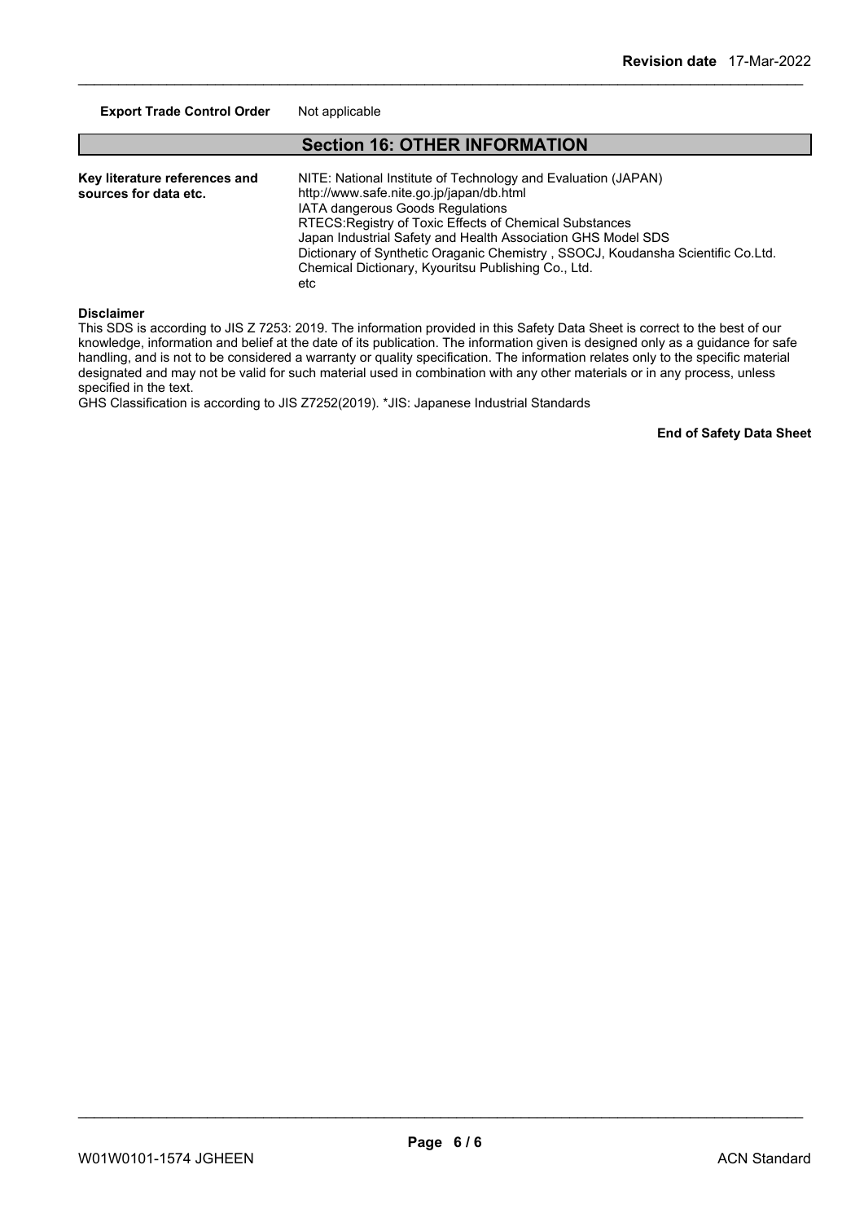**Export Trade Control Order** Not applicable

## Section 16: OTHER INFORMATION

| | |
|---|---|
| **Key literature references and sources for data etc.** | NITE: National Institute of Technology and Evaluation (JAPAN)<br>http://www.safe.nite.go.jp/japan/db.html<br>IATA dangerous Goods Regulations<br>RTECS:Registry of Toxic Effects of Chemical Substances<br>Japan Industrial Safety and Health Association GHS Model SDS<br>Dictionary of Synthetic Oraganic Chemistry , SSOCJ, Koudansha Scientific Co.Ltd.<br>Chemical Dictionary, Kyouritsu Publishing Co., Ltd.<br>etc |

**Disclaimer**

This SDS is according to JIS Z 7253: 2019. The information provided in this Safety Data Sheet is correct to the best of our knowledge, information and belief at the date of its publication. The information given is designed only as a guidance for safe handling, and is not to be considered a warranty or quality specification. The information relates only to the specific material designated and may not be valid for such material used in combination with any other materials or in any process, unless specified in the text.

GHS Classification is according to JIS Z7252(2019). *JIS: Japanese Industrial Standards

**End of Safety Data Sheet**